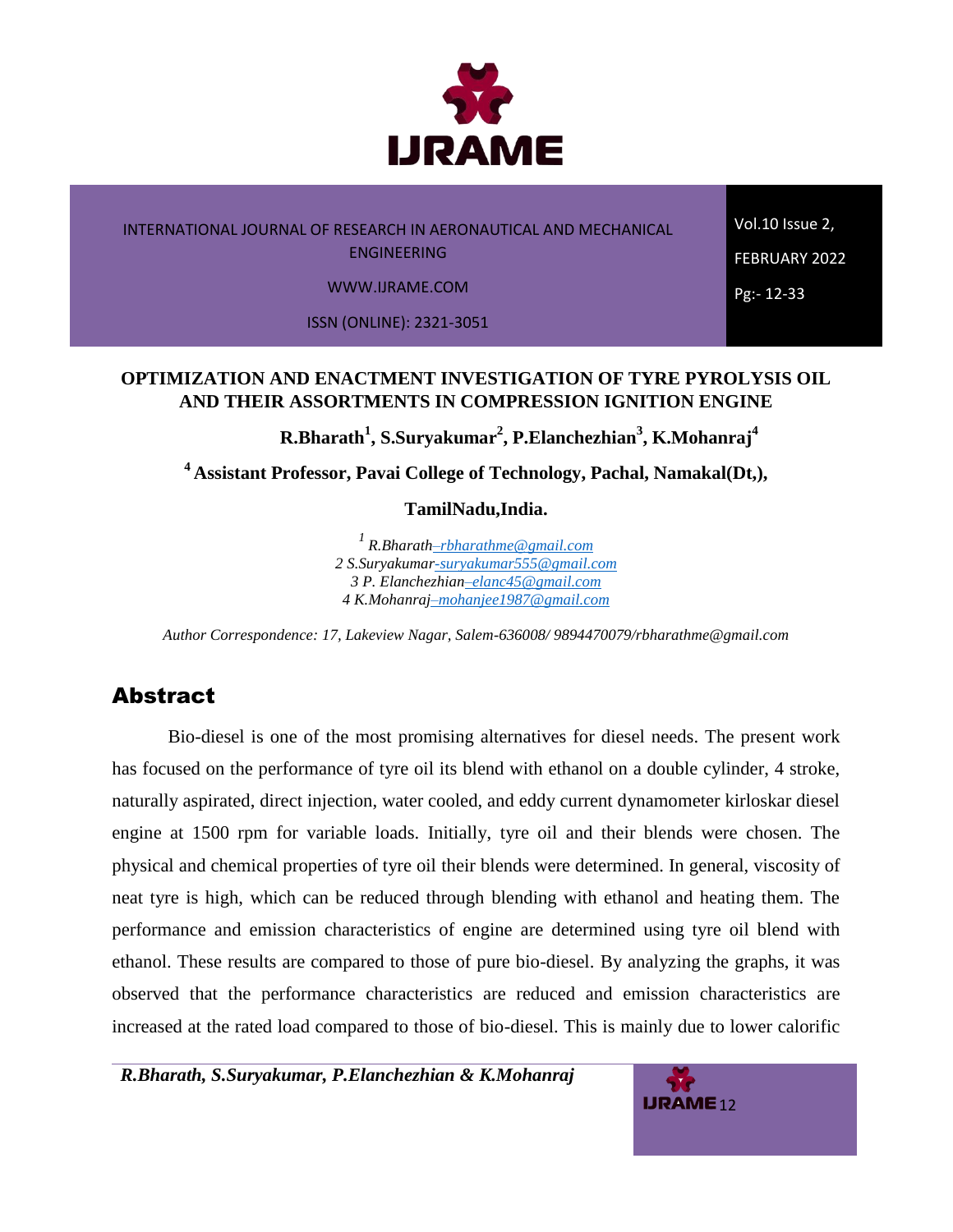# OPTIMIZATION AND ENACTMENT INVESTIGATION OF TYRE PYROLYSIS OIL AND THEIR ASSORTMENTS IN COMPRESSION IGNITION ENGINE

**R.Bharath[1], S.Suryakumar[2], P.Elanchezhian[3], K.Mohanraj[4]**

**[4] Assistant Professor, Pavai College of Technology, Pachal, Namakal(Dt,), TamilNadu,India.**

*[1] R.Bharath–rbharathme@gmail.com*
*2 S.Suryakumar-suryakumar555@gmail.com*
*3 P. Elanchezhian–elanc45@gmail.com*
*4 K.Mohanraj–mohanjee1987@gmail.com*

*Author Correspondence: 17, Lakeview Nagar, Salem-636008/ 9894470079/rbharathme@gmail.com*

## Abstract

Bio-diesel is one of the most promising alternatives for diesel needs. The present work has focused on the performance of tyre oil its blend with ethanol on a double cylinder, 4 stroke, naturally aspirated, direct injection, water cooled, and eddy current dynamometer kirloskar diesel engine at 1500 rpm for variable loads. Initially, tyre oil and their blends were chosen. The physical and chemical properties of tyre oil their blends were determined. In general, viscosity of neat tyre is high, which can be reduced through blending with ethanol and heating them. The performance and emission characteristics of engine are determined using tyre oil blend with ethanol. These results are compared to those of pure bio-diesel. By analyzing the graphs, it was observed that the performance characteristics are reduced and emission characteristics are increased at the rated load compared to those of bio-diesel. This is mainly due to lower calorific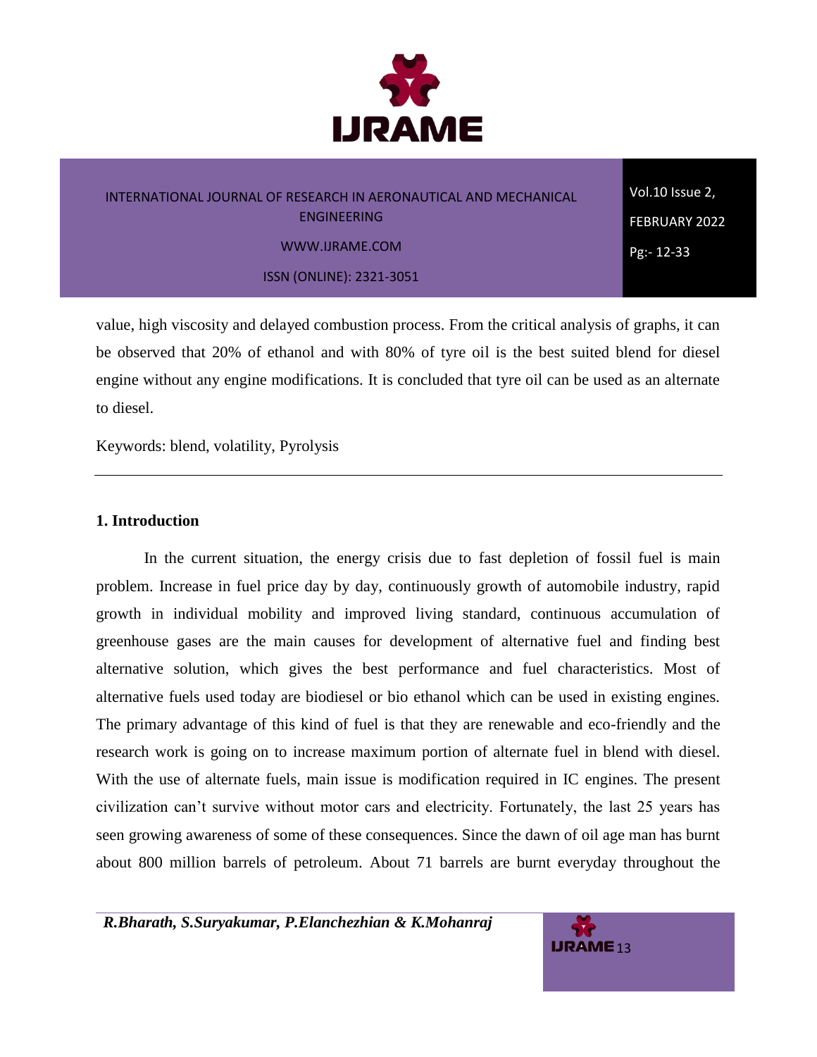value, high viscosity and delayed combustion process. From the critical analysis of graphs, it can be observed that 20% of ethanol and with 80% of tyre oil is the best suited blend for diesel engine without any engine modifications. It is concluded that tyre oil can be used as an alternate to diesel.

Keywords: blend, volatility, Pyrolysis

---

## 1. Introduction

In the current situation, the energy crisis due to fast depletion of fossil fuel is main problem. Increase in fuel price day by day, continuously growth of automobile industry, rapid growth in individual mobility and improved living standard, continuous accumulation of greenhouse gases are the main causes for development of alternative fuel and finding best alternative solution, which gives the best performance and fuel characteristics. Most of alternative fuels used today are biodiesel or bio ethanol which can be used in existing engines. The primary advantage of this kind of fuel is that they are renewable and eco-friendly and the research work is going on to increase maximum portion of alternate fuel in blend with diesel. With the use of alternate fuels, main issue is modification required in IC engines. The present civilization can't survive without motor cars and electricity. Fortunately, the last 25 years has seen growing awareness of some of these consequences. Since the dawn of oil age man has burnt about 800 million barrels of petroleum. About 71 barrels are burnt everyday throughout the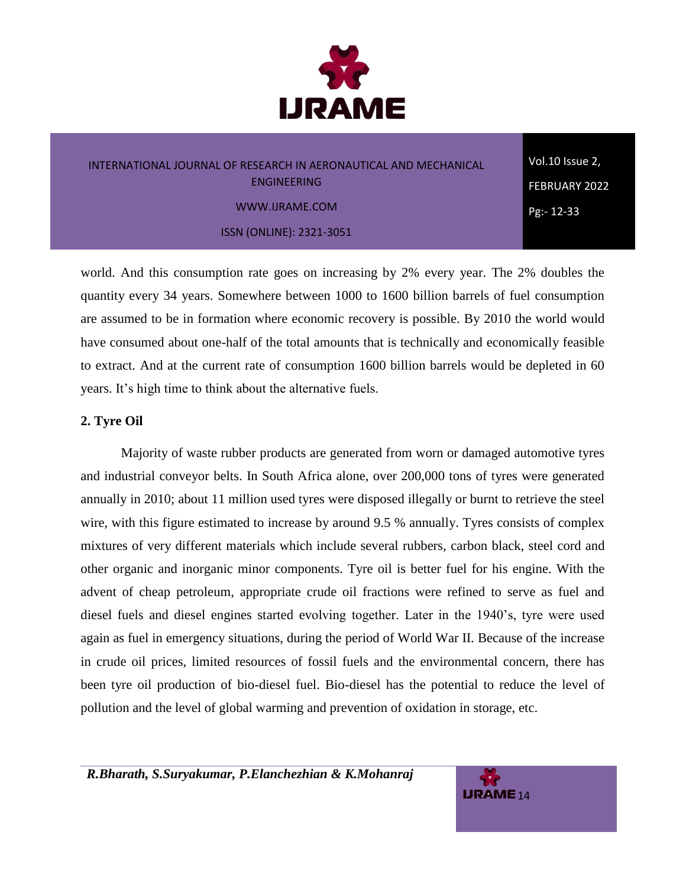world. And this consumption rate goes on increasing by 2% every year. The 2% doubles the quantity every 34 years. Somewhere between 1000 to 1600 billion barrels of fuel consumption are assumed to be in formation where economic recovery is possible. By 2010 the world would have consumed about one-half of the total amounts that is technically and economically feasible to extract. And at the current rate of consumption 1600 billion barrels would be depleted in 60 years. It's high time to think about the alternative fuels.

## 2. Tyre Oil

Majority of waste rubber products are generated from worn or damaged automotive tyres and industrial conveyor belts. In South Africa alone, over 200,000 tons of tyres were generated annually in 2010; about 11 million used tyres were disposed illegally or burnt to retrieve the steel wire, with this figure estimated to increase by around 9.5 % annually. Tyres consists of complex mixtures of very different materials which include several rubbers, carbon black, steel cord and other organic and inorganic minor components. Tyre oil is better fuel for his engine. With the advent of cheap petroleum, appropriate crude oil fractions were refined to serve as fuel and diesel fuels and diesel engines started evolving together. Later in the 1940's, tyre were used again as fuel in emergency situations, during the period of World War II. Because of the increase in crude oil prices, limited resources of fossil fuels and the environmental concern, there has been tyre oil production of bio-diesel fuel. Bio-diesel has the potential to reduce the level of pollution and the level of global warming and prevention of oxidation in storage, etc.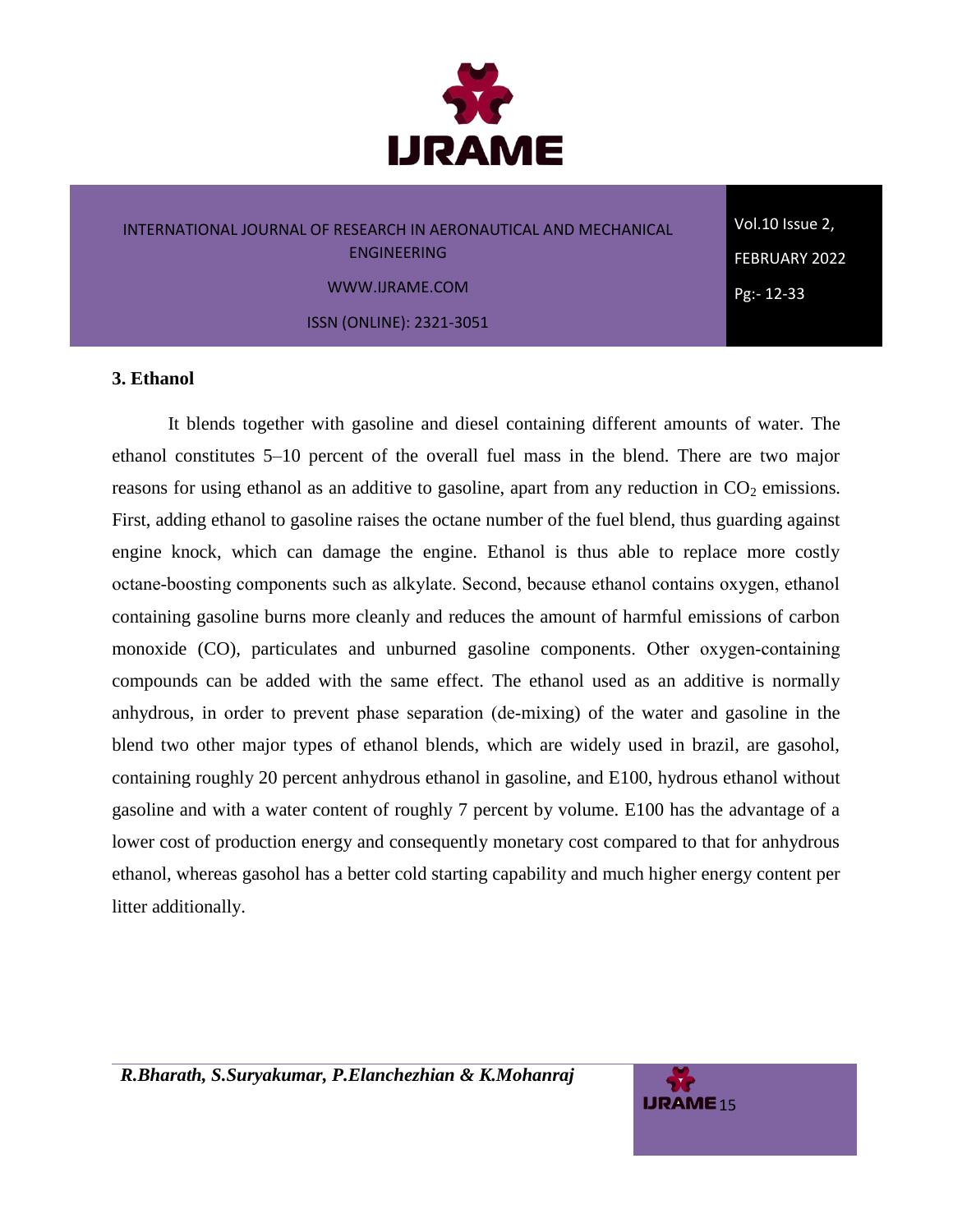## 3. Ethanol

It blends together with gasoline and diesel containing different amounts of water. The ethanol constitutes 5–10 percent of the overall fuel mass in the blend. There are two major reasons for using ethanol as an additive to gasoline, apart from any reduction in $CO_2$ emissions. First, adding ethanol to gasoline raises the octane number of the fuel blend, thus guarding against engine knock, which can damage the engine. Ethanol is thus able to replace more costly octane-boosting components such as alkylate. Second, because ethanol contains oxygen, ethanol containing gasoline burns more cleanly and reduces the amount of harmful emissions of carbon monoxide (CO), particulates and unburned gasoline components. Other oxygen-containing compounds can be added with the same effect. The ethanol used as an additive is normally anhydrous, in order to prevent phase separation (de-mixing) of the water and gasoline in the blend two other major types of ethanol blends, which are widely used in brazil, are gasohol, containing roughly 20 percent anhydrous ethanol in gasoline, and E100, hydrous ethanol without gasoline and with a water content of roughly 7 percent by volume. E100 has the advantage of a lower cost of production energy and consequently monetary cost compared to that for anhydrous ethanol, whereas gasohol has a better cold starting capability and much higher energy content per litter additionally.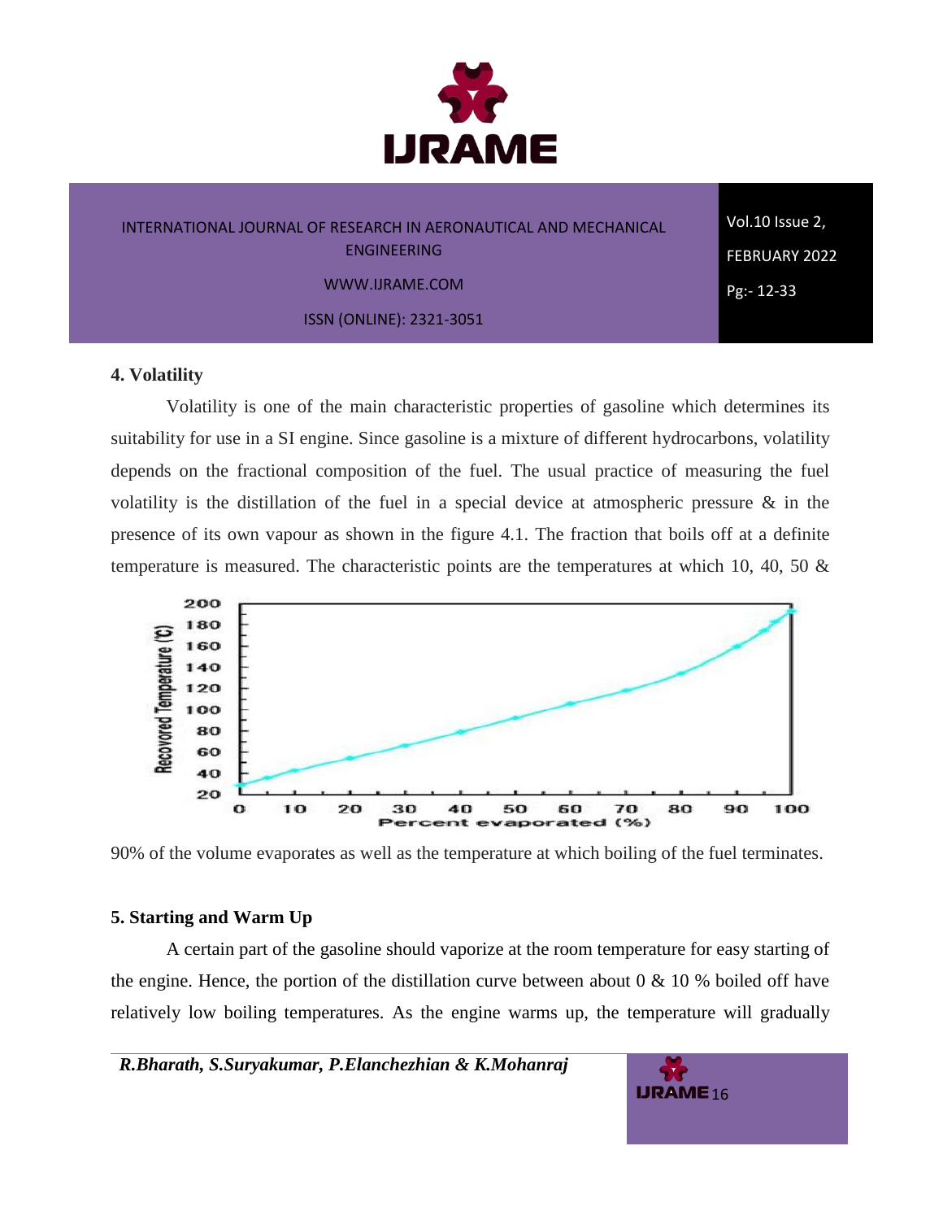## 4. Volatility

Volatility is one of the main characteristic properties of gasoline which determines its suitability for use in a SI engine. Since gasoline is a mixture of different hydrocarbons, volatility depends on the fractional composition of the fuel. The usual practice of measuring the fuel volatility is the distillation of the fuel in a special device at atmospheric pressure & in the presence of its own vapour as shown in the figure 4.1. The fraction that boils off at a definite temperature is measured. The characteristic points are the temperatures at which 10, 40, 50 & 90% of the volume evaporates as well as the temperature at which boiling of the fuel terminates.

## 5. Starting and Warm Up

A certain part of the gasoline should vaporize at the room temperature for easy starting of the engine. Hence, the portion of the distillation curve between about 0 & 10 % boiled off have relatively low boiling temperatures. As the engine warms up, the temperature will gradually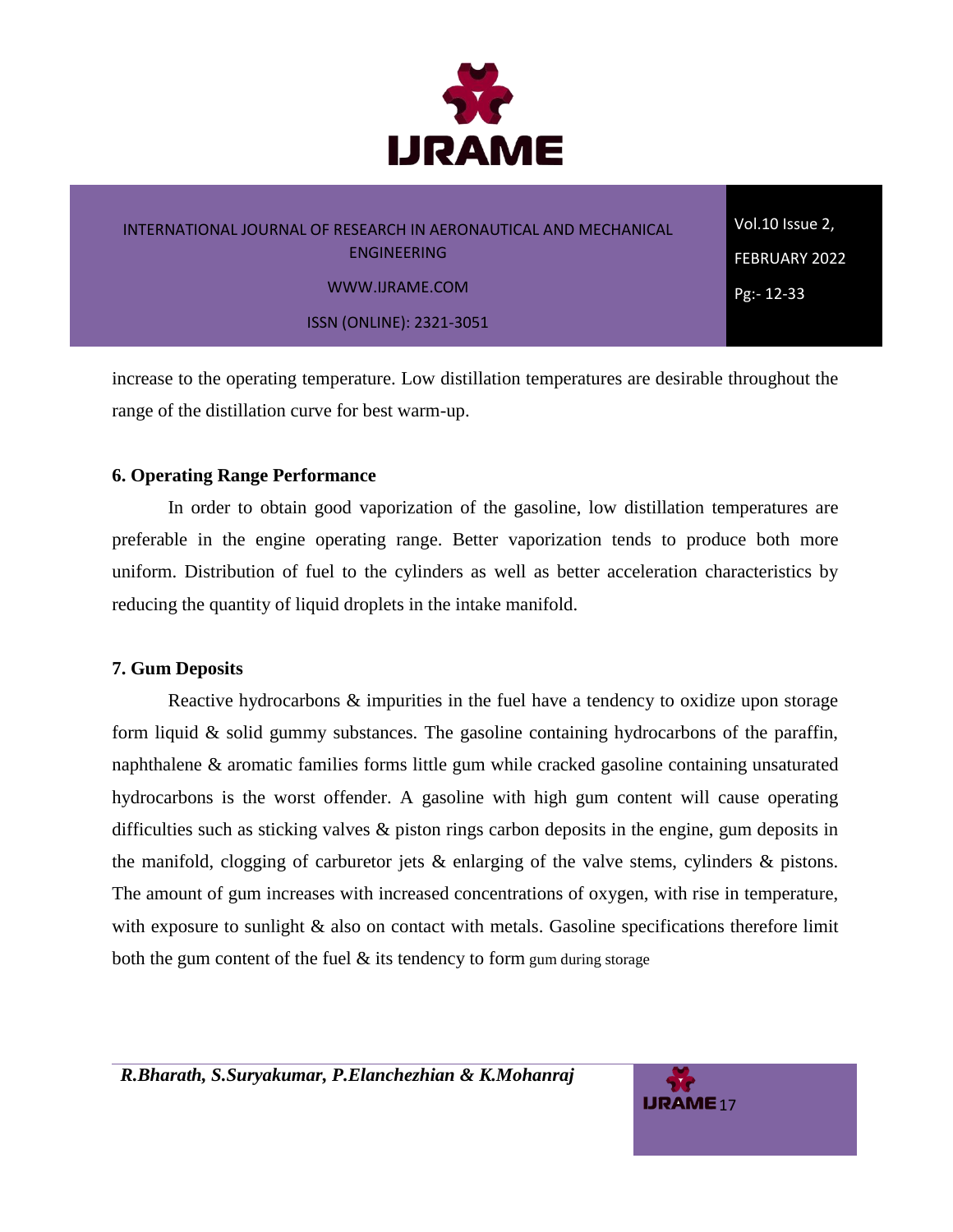increase to the operating temperature. Low distillation temperatures are desirable throughout the range of the distillation curve for best warm-up.

### 6. Operating Range Performance

In order to obtain good vaporization of the gasoline, low distillation temperatures are preferable in the engine operating range. Better vaporization tends to produce both more uniform. Distribution of fuel to the cylinders as well as better acceleration characteristics by reducing the quantity of liquid droplets in the intake manifold.

### 7. Gum Deposits

Reactive hydrocarbons & impurities in the fuel have a tendency to oxidize upon storage form liquid & solid gummy substances. The gasoline containing hydrocarbons of the paraffin, naphthalene & aromatic families forms little gum while cracked gasoline containing unsaturated hydrocarbons is the worst offender. A gasoline with high gum content will cause operating difficulties such as sticking valves & piston rings carbon deposits in the engine, gum deposits in the manifold, clogging of carburetor jets & enlarging of the valve stems, cylinders & pistons. The amount of gum increases with increased concentrations of oxygen, with rise in temperature, with exposure to sunlight & also on contact with metals. Gasoline specifications therefore limit both the gum content of the fuel & its tendency to form gum during storage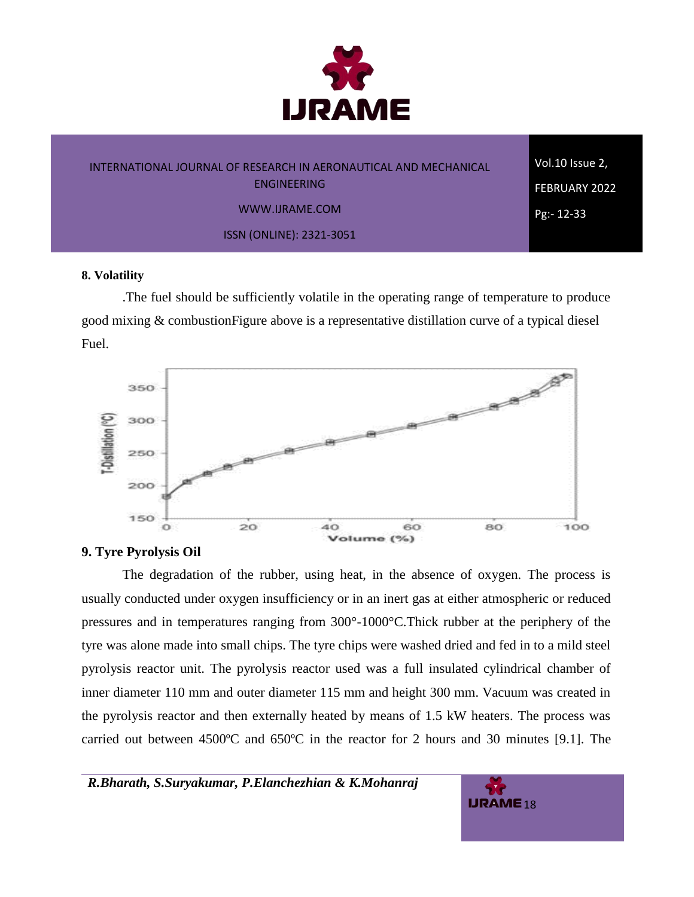**8. Volatility**

.The fuel should be sufficiently volatile in the operating range of temperature to produce good mixing & combustionFigure above is a representative distillation curve of a typical diesel Fuel.

**9. Tyre Pyrolysis Oil**

The degradation of the rubber, using heat, in the absence of oxygen. The process is usually conducted under oxygen insufficiency or in an inert gas at either atmospheric or reduced pressures and in temperatures ranging from 300°-1000°C.Thick rubber at the periphery of the tyre was alone made into small chips. The tyre chips were washed dried and fed in to a mild steel pyrolysis reactor unit. The pyrolysis reactor used was a full insulated cylindrical chamber of inner diameter 110 mm and outer diameter 115 mm and height 300 mm. Vacuum was created in the pyrolysis reactor and then externally heated by means of 1.5 kW heaters. The process was carried out between 4500ºC and 650ºC in the reactor for 2 hours and 30 minutes [9.1]. The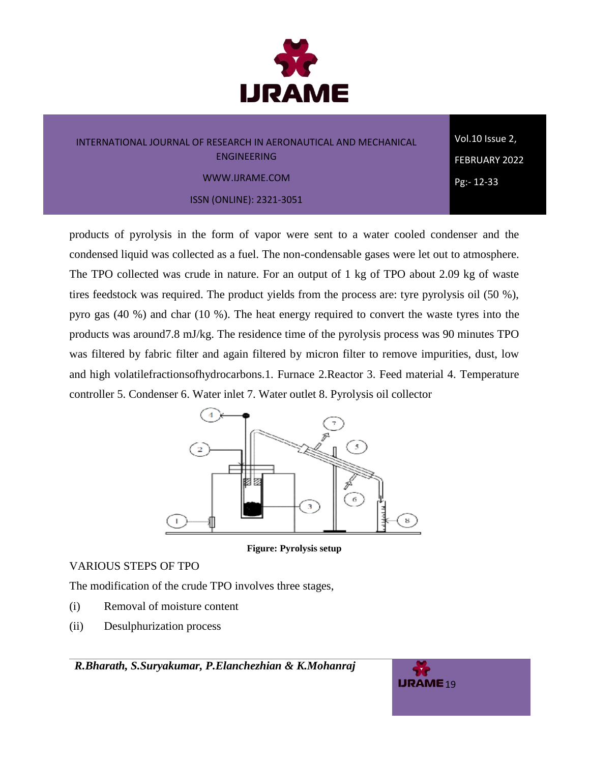products of pyrolysis in the form of vapor were sent to a water cooled condenser and the condensed liquid was collected as a fuel. The non-condensable gases were let out to atmosphere. The TPO collected was crude in nature. For an output of 1 kg of TPO about 2.09 kg of waste tires feedstock was required. The product yields from the process are: tyre pyrolysis oil (50 %), pyro gas (40 %) and char (10 %). The heat energy required to convert the waste tyres into the products was around7.8 mJ/kg. The residence time of the pyrolysis process was 90 minutes TPO was filtered by fabric filter and again filtered by micron filter to remove impurities, dust, low and high volatilefractionsofhydrocarbons.1. Furnace 2.Reactor 3. Feed material 4. Temperature controller 5. Condenser 6. Water inlet 7. Water outlet 8. Pyrolysis oil collector

**Figure: Pyrolysis setup**

VARIOUS STEPS OF TPO

The modification of the crude TPO involves three stages,

(i) Removal of moisture content

(ii) Desulphurization process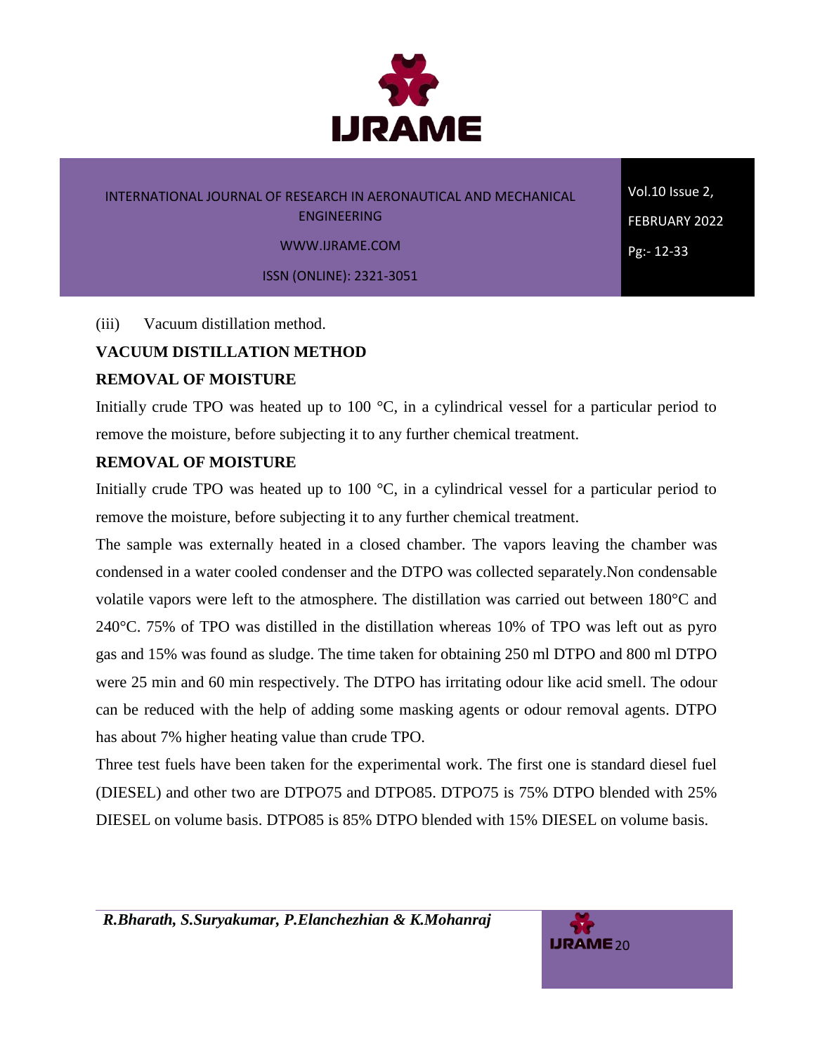(iii) Vacuum distillation method.

**VACUUM DISTILLATION METHOD**

**REMOVAL OF MOISTURE**

Initially crude TPO was heated up to 100 °C, in a cylindrical vessel for a particular period to remove the moisture, before subjecting it to any further chemical treatment.

**REMOVAL OF MOISTURE**

Initially crude TPO was heated up to 100 °C, in a cylindrical vessel for a particular period to remove the moisture, before subjecting it to any further chemical treatment.

The sample was externally heated in a closed chamber. The vapors leaving the chamber was condensed in a water cooled condenser and the DTPO was collected separately.Non condensable volatile vapors were left to the atmosphere. The distillation was carried out between 180°C and 240°C. 75% of TPO was distilled in the distillation whereas 10% of TPO was left out as pyro gas and 15% was found as sludge. The time taken for obtaining 250 ml DTPO and 800 ml DTPO were 25 min and 60 min respectively. The DTPO has irritating odour like acid smell. The odour can be reduced with the help of adding some masking agents or odour removal agents. DTPO has about 7% higher heating value than crude TPO.

Three test fuels have been taken for the experimental work. The first one is standard diesel fuel (DIESEL) and other two are DTPO75 and DTPO85. DTPO75 is 75% DTPO blended with 25% DIESEL on volume basis. DTPO85 is 85% DTPO blended with 15% DIESEL on volume basis.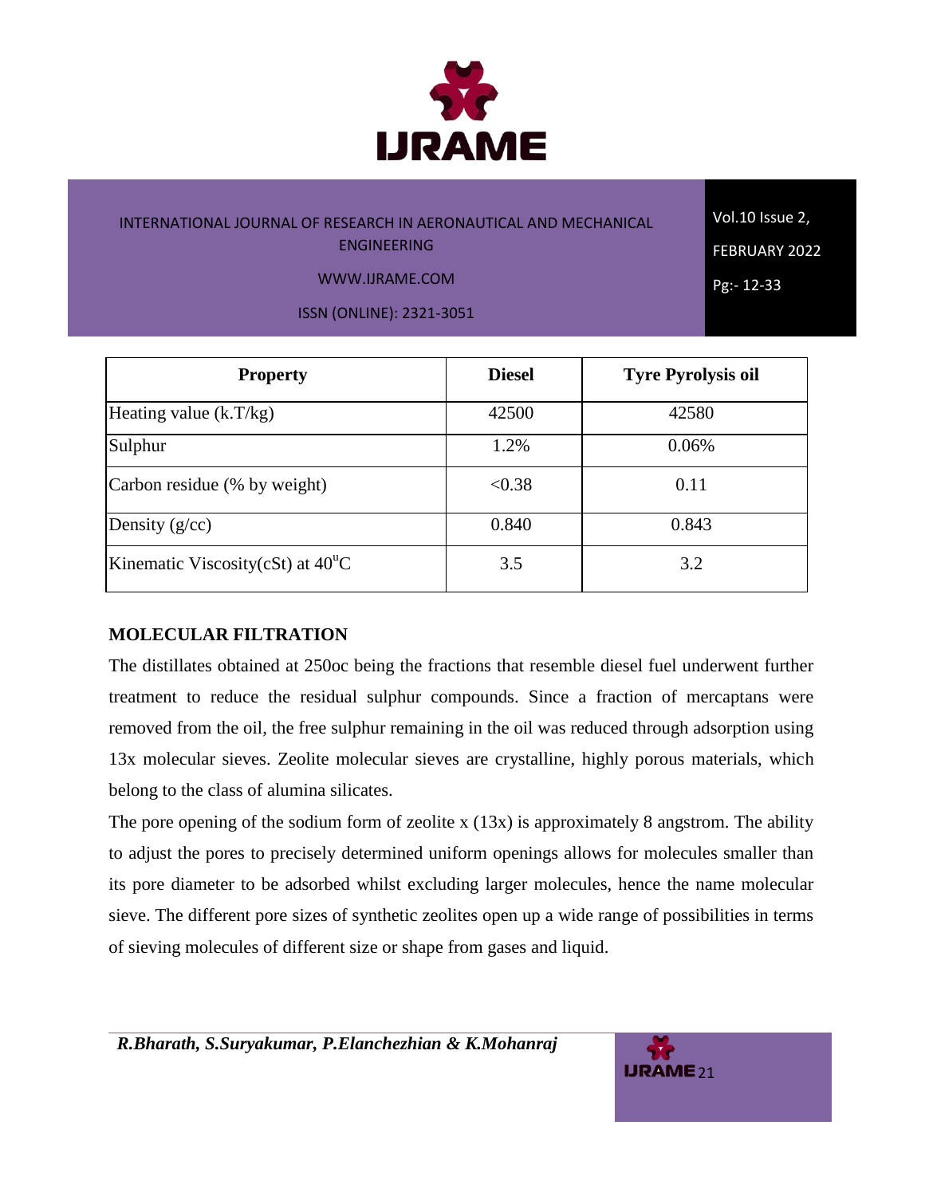| Property | Diesel | Tyre Pyrolysis oil |
|---|---|---|
| Heating value (k.T/kg) | 42500 | 42580 |
| Sulphur | 1.2% | 0.06% |
| Carbon residue (% by weight) | <0.38 | 0.11 |
| Density (g/cc) | 0.840 | 0.843 |
| Kinematic Viscosity(cSt) at $40^{u}$C | 3.5 | 3.2 |

## MOLECULAR FILTRATION

The distillates obtained at 250oc being the fractions that resemble diesel fuel underwent further treatment to reduce the residual sulphur compounds. Since a fraction of mercaptans were removed from the oil, the free sulphur remaining in the oil was reduced through adsorption using 13x molecular sieves. Zeolite molecular sieves are crystalline, highly porous materials, which belong to the class of alumina silicates.

The pore opening of the sodium form of zeolite x (13x) is approximately 8 angstrom. The ability to adjust the pores to precisely determined uniform openings allows for molecules smaller than its pore diameter to be adsorbed whilst excluding larger molecules, hence the name molecular sieve. The different pore sizes of synthetic zeolites open up a wide range of possibilities in terms of sieving molecules of different size or shape from gases and liquid.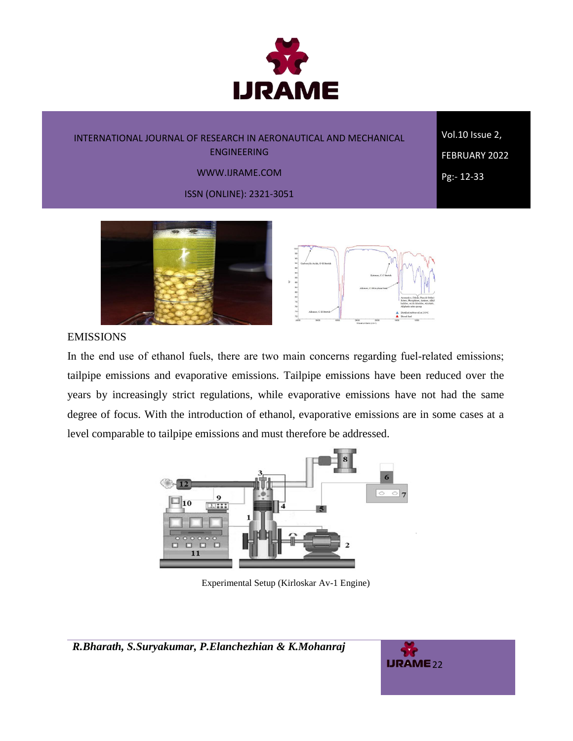## EMISSIONS

In the end use of ethanol fuels, there are two main concerns regarding fuel-related emissions; tailpipe emissions and evaporative emissions. Tailpipe emissions have been reduced over the years by increasingly strict regulations, while evaporative emissions have not had the same degree of focus. With the introduction of ethanol, evaporative emissions are in some cases at a level comparable to tailpipe emissions and must therefore be addressed.

Experimental Setup (Kirloskar Av-1 Engine)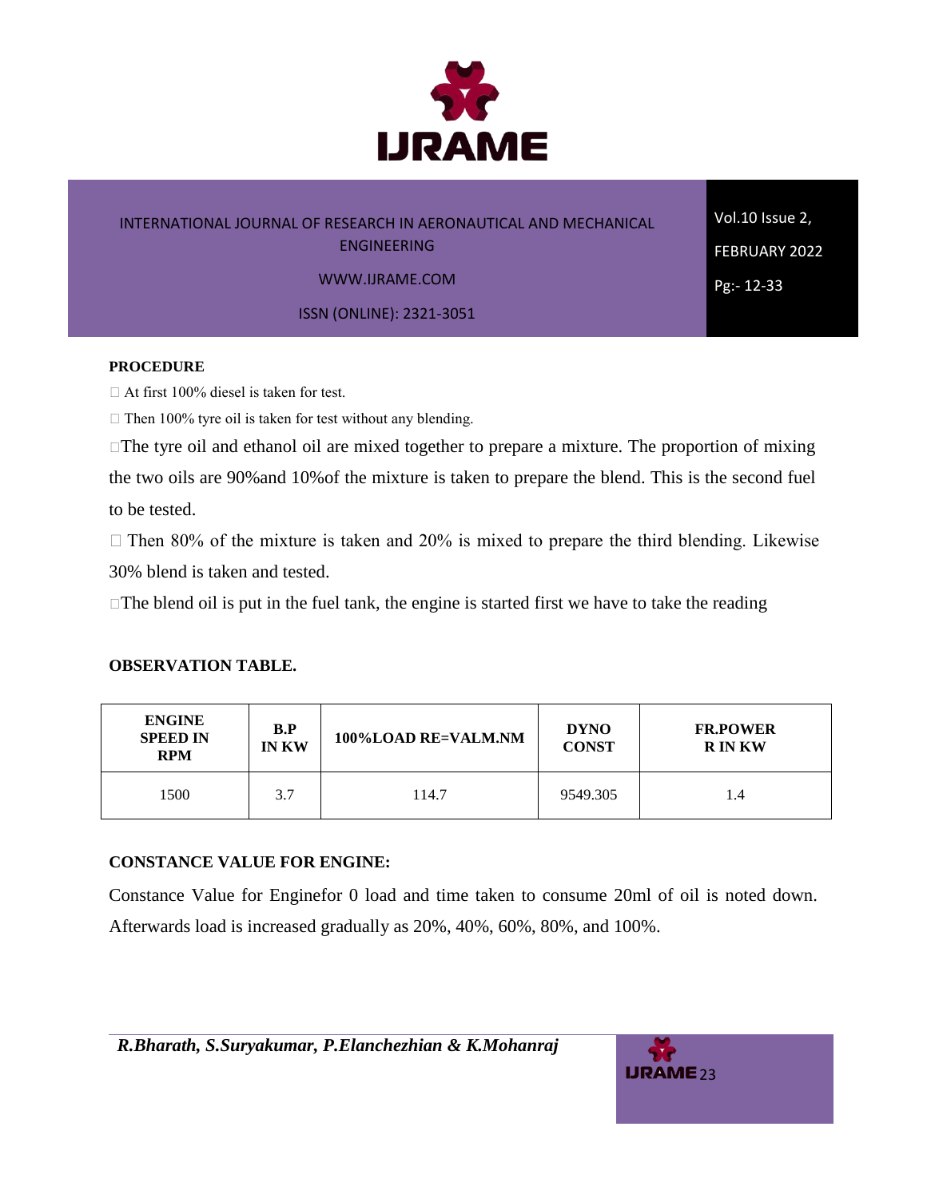**PROCEDURE**

- At first 100% diesel is taken for test.
- Then 100% tyre oil is taken for test without any blending.
- The tyre oil and ethanol oil are mixed together to prepare a mixture. The proportion of mixing the two oils are 90%and 10%of the mixture is taken to prepare the blend. This is the second fuel to be tested.
- Then 80% of the mixture is taken and 20% is mixed to prepare the third blending. Likewise 30% blend is taken and tested.
- The blend oil is put in the fuel tank, the engine is started first we have to take the reading

**OBSERVATION TABLE.**

| ENGINE SPEED IN RPM | B.P IN KW | 100%LOAD RE=VALM.NM | DYNO CONST | FR.POWER R IN KW |
|---|---|---|---|---|
| 1500 | 3.7 | 114.7 | 9549.305 | 1.4 |

**CONSTANCE VALUE FOR ENGINE:**

Constance Value for Enginefor 0 load and time taken to consume 20ml of oil is noted down. Afterwards load is increased gradually as 20%, 40%, 60%, 80%, and 100%.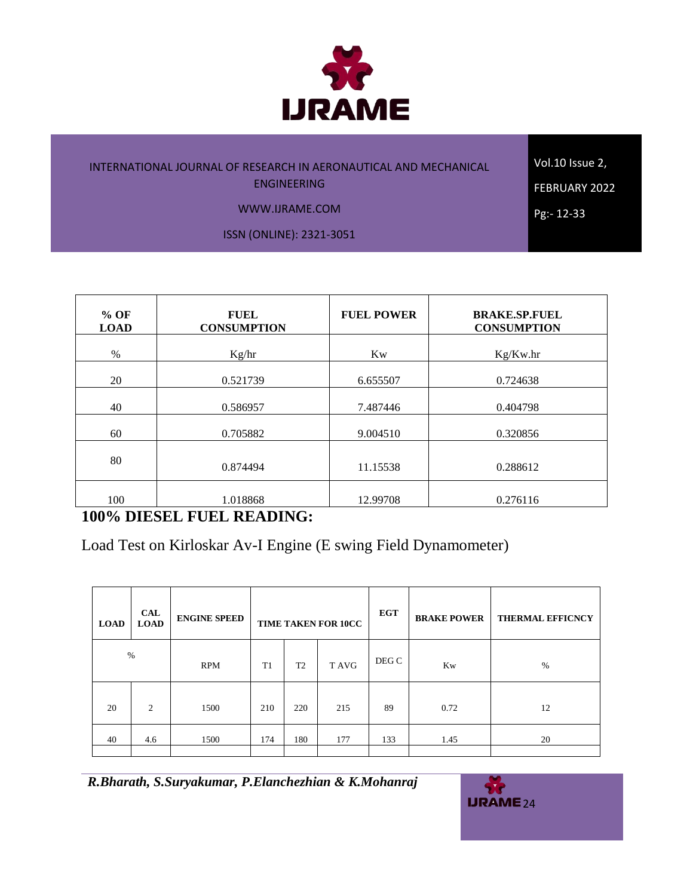| % OF LOAD | FUEL CONSUMPTION | FUEL POWER | BRAKE.SP.FUEL CONSUMPTION |
|---|---|---|---|
| % | Kg/hr | Kw | Kg/Kw.hr |
| 20 | 0.521739 | 6.655507 | 0.724638 |
| 40 | 0.586957 | 7.487446 | 0.404798 |
| 60 | 0.705882 | 9.004510 | 0.320856 |
| 80 | 0.874494 | 11.15538 | 0.288612 |
| 100 | 1.018868 | 12.99708 | 0.276116 |

**100% DIESEL FUEL READING:**

Load Test on Kirloskar Av-I Engine (E swing Field Dynamometer)

| LOAD | CAL LOAD | ENGINE SPEED | TIME TAKEN FOR 10CC | | | EGT | BRAKE POWER | THERMAL EFFICNCY |
|---|---|---|---|---|---|---|---|---|
| % | | RPM | T1 | T2 | T AVG | DEG C | Kw | % |
| 20 | 2 | 1500 | 210 | 220 | 215 | 89 | 0.72 | 12 |
| 40 | 4.6 | 1500 | 174 | 180 | 177 | 133 | 1.45 | 20 |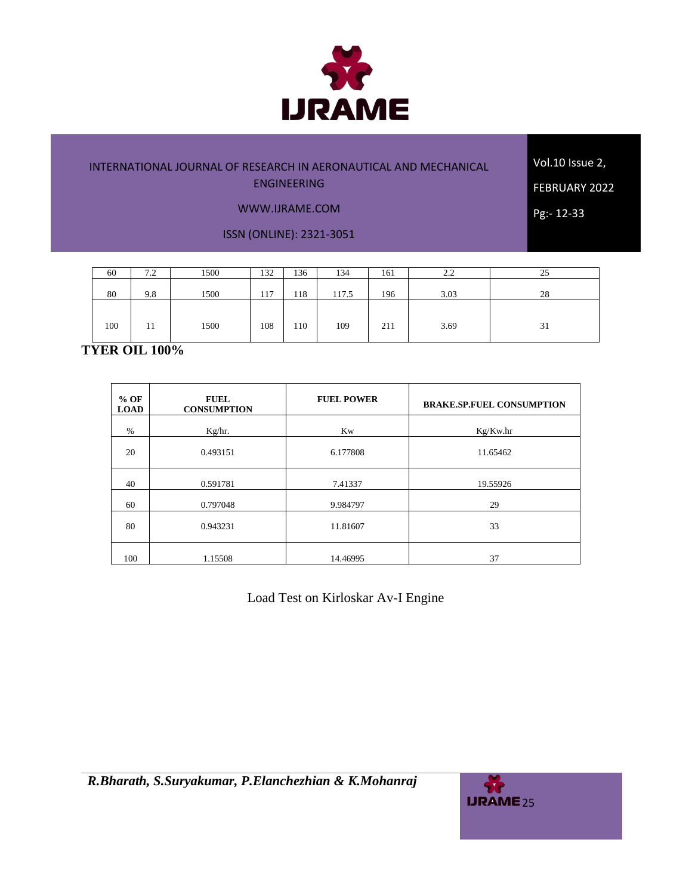| 60 | 7.2 | 1500 | 132 | 136 | 134 | 161 | 2.2 | 25 |
|---|---|---|---|---|---|---|---|---|
| 80 | 9.8 | 1500 | 117 | 118 | 117.5 | 196 | 3.03 | 28 |
| 100 | 11 | 1500 | 108 | 110 | 109 | 211 | 3.69 | 31 |

**TYER OIL 100%**

| % OF LOAD | FUEL CONSUMPTION | FUEL POWER | BRAKE.SP.FUEL CONSUMPTION |
|---|---|---|---|
| % | Kg/hr. | Kw | Kg/Kw.hr |
| 20 | 0.493151 | 6.177808 | 11.65462 |
| 40 | 0.591781 | 7.41337 | 19.55926 |
| 60 | 0.797048 | 9.984797 | 29 |
| 80 | 0.943231 | 11.81607 | 33 |
| 100 | 1.15508 | 14.46995 | 37 |

Load Test on Kirloskar Av-I Engine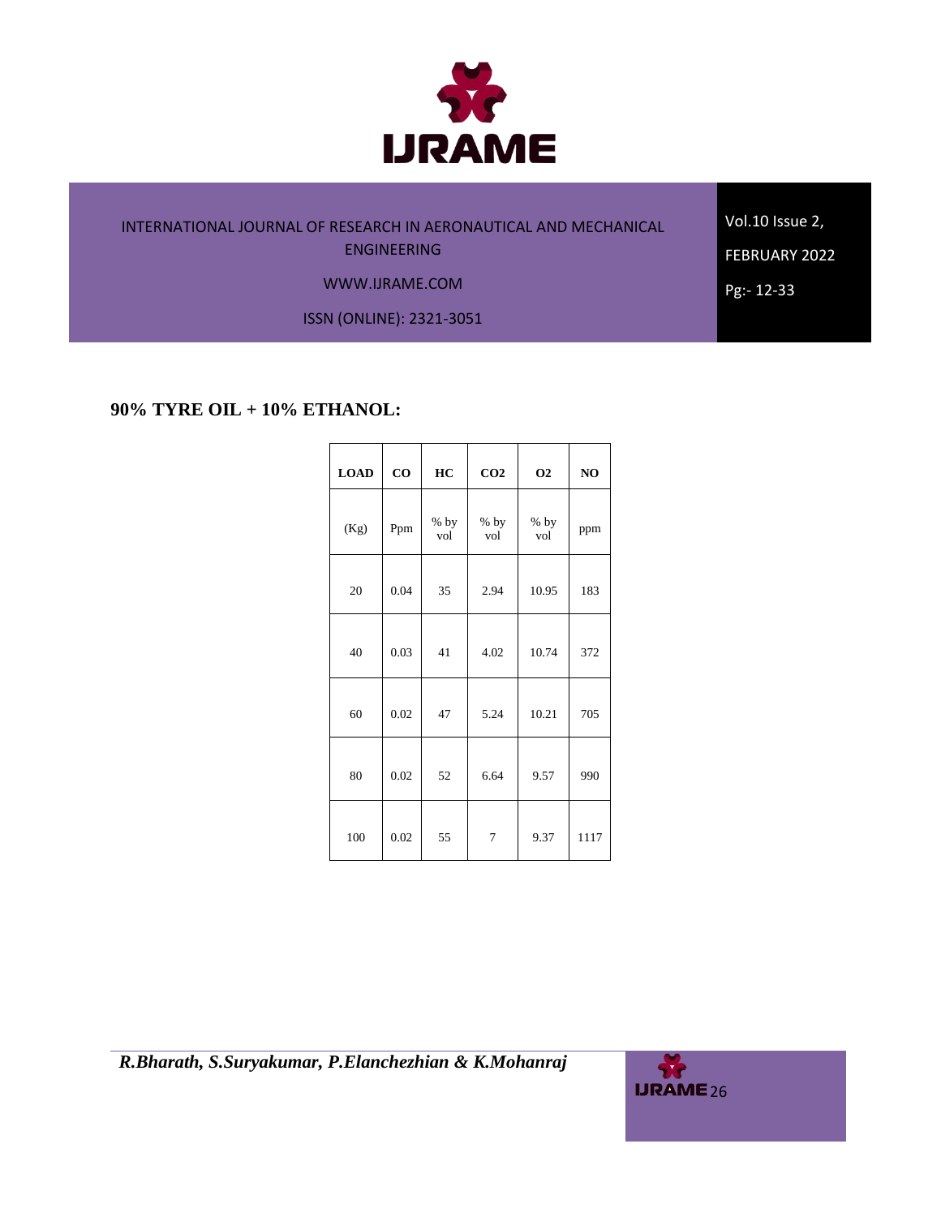**90% TYRE OIL + 10% ETHANOL:**

| LOAD | CO | HC | $CO_2$ | $O_2$ | NO |
|---|---|---|---|---|---|
| (Kg) | Ppm | % by vol | % by vol | % by vol | ppm |
| 20 | 0.04 | 35 | 2.94 | 10.95 | 183 |
| 40 | 0.03 | 41 | 4.02 | 10.74 | 372 |
| 60 | 0.02 | 47 | 5.24 | 10.21 | 705 |
| 80 | 0.02 | 52 | 6.64 | 9.57 | 990 |
| 100 | 0.02 | 55 | 7 | 9.37 | 1117 |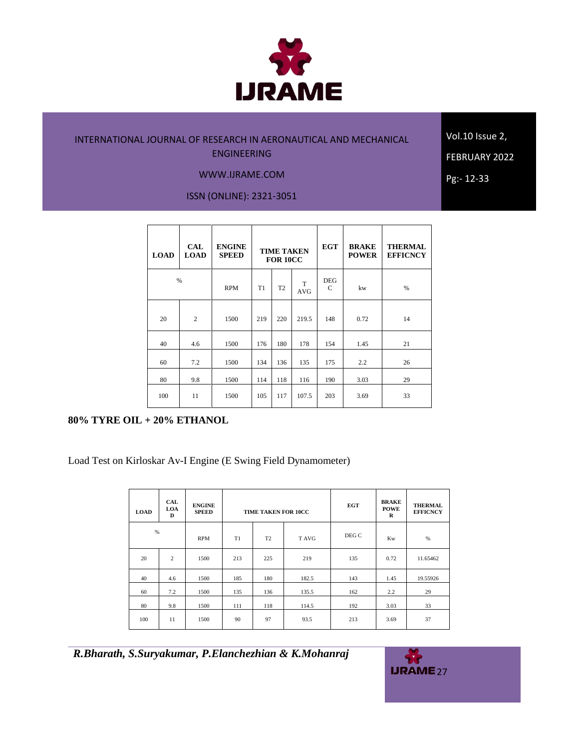| LOAD | CAL LOAD | ENGINE SPEED | TIME TAKEN FOR 10CC | | | EGT | BRAKE POWER | THERMAL EFFICNCY |
|---|---|---|---|---|---|---|---|---|
| % | | RPM | T1 | T2 | T AVG | DEG C | kw | % |
| 20 | 2 | 1500 | 219 | 220 | 219.5 | 148 | 0.72 | 14 |
| 40 | 4.6 | 1500 | 176 | 180 | 178 | 154 | 1.45 | 21 |
| 60 | 7.2 | 1500 | 134 | 136 | 135 | 175 | 2.2 | 26 |
| 80 | 9.8 | 1500 | 114 | 118 | 116 | 190 | 3.03 | 29 |
| 100 | 11 | 1500 | 105 | 117 | 107.5 | 203 | 3.69 | 33 |

**80% TYRE OIL + 20% ETHANOL**

Load Test on Kirloskar Av-I Engine (E Swing Field Dynamometer)

| LOAD | CAL LOAD | ENGINE SPEED | TIME TAKEN FOR 10CC | | | EGT | BRAKE POWER | THERMAL EFFICNCY |
|---|---|---|---|---|---|---|---|---|
| % | | RPM | T1 | T2 | T AVG | DEG C | Kw | % |
| 20 | 2 | 1500 | 213 | 225 | 219 | 135 | 0.72 | 11.65462 |
| 40 | 4.6 | 1500 | 185 | 180 | 182.5 | 143 | 1.45 | 19.55926 |
| 60 | 7.2 | 1500 | 135 | 136 | 135.5 | 162 | 2.2 | 29 |
| 80 | 9.8 | 1500 | 111 | 118 | 114.5 | 192 | 3.03 | 33 |
| 100 | 11 | 1500 | 90 | 97 | 93.5 | 213 | 3.69 | 37 |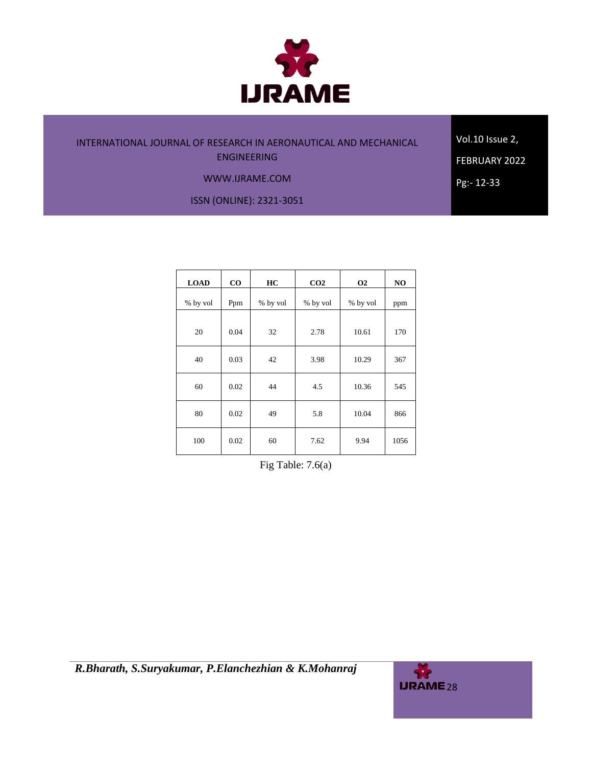| LOAD | CO | HC | CO2 | O2 | NO |
|---|---|---|---|---|---|
| % by vol | Ppm | % by vol | % by vol | % by vol | ppm |
| 20 | 0.04 | 32 | 2.78 | 10.61 | 170 |
| 40 | 0.03 | 42 | 3.98 | 10.29 | 367 |
| 60 | 0.02 | 44 | 4.5 | 10.36 | 545 |
| 80 | 0.02 | 49 | 5.8 | 10.04 | 866 |
| 100 | 0.02 | 60 | 7.62 | 9.94 | 1056 |

Fig Table: 7.6(a)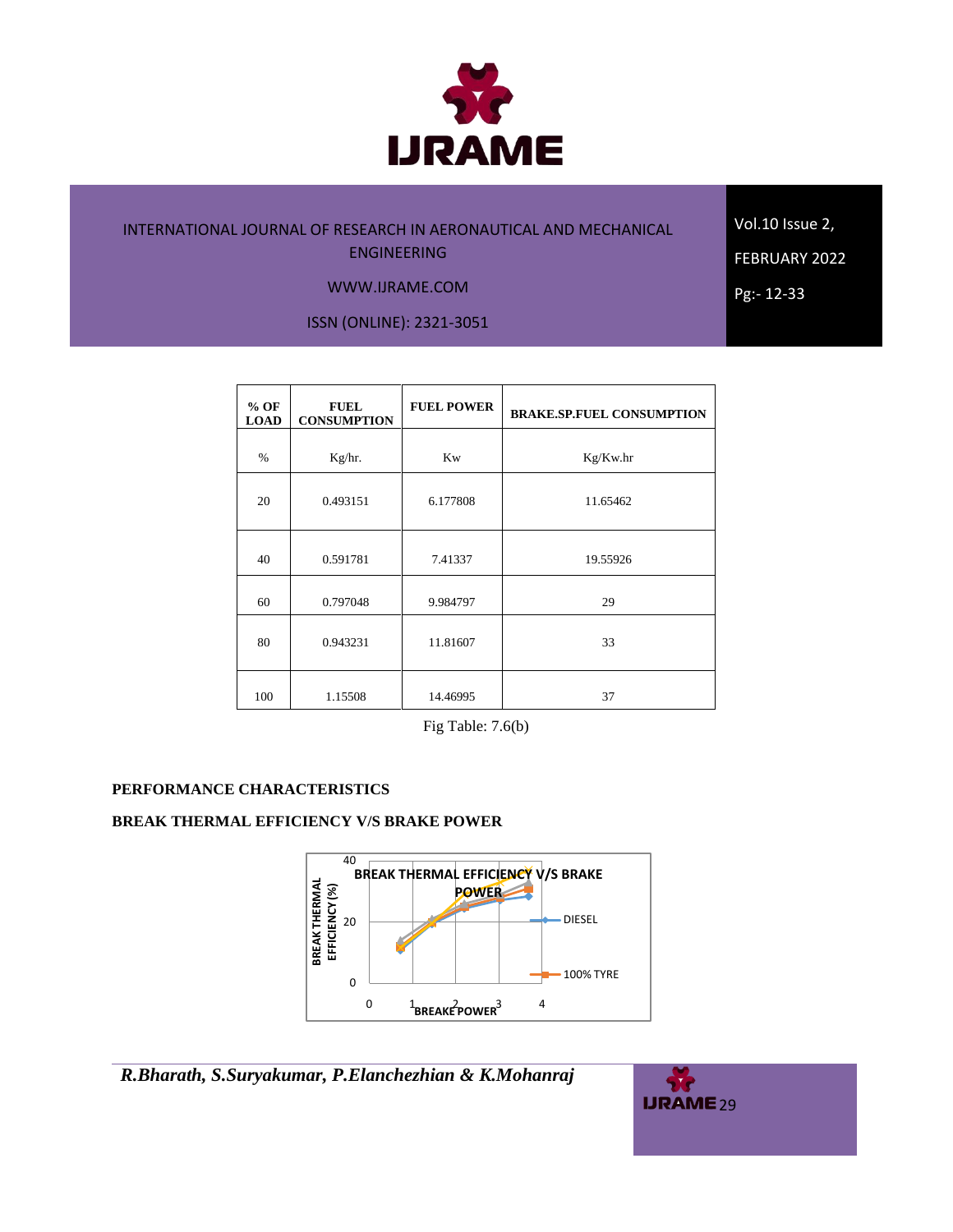| % OF LOAD | FUEL CONSUMPTION | FUEL POWER | BRAKE.SP.FUEL CONSUMPTION |
|---|---|---|---|
| % | Kg/hr. | Kw | Kg/Kw.hr |
| 20 | 0.493151 | 6.177808 | 11.65462 |
| 40 | 0.591781 | 7.41337 | 19.55926 |
| 60 | 0.797048 | 9.984797 | 29 |
| 80 | 0.943231 | 11.81607 | 33 |
| 100 | 1.15508 | 14.46995 | 37 |

Fig Table: 7.6(b)

**PERFORMANCE CHARACTERISTICS**

**BREAK THERMAL EFFICIENCY V/S BRAKE POWER**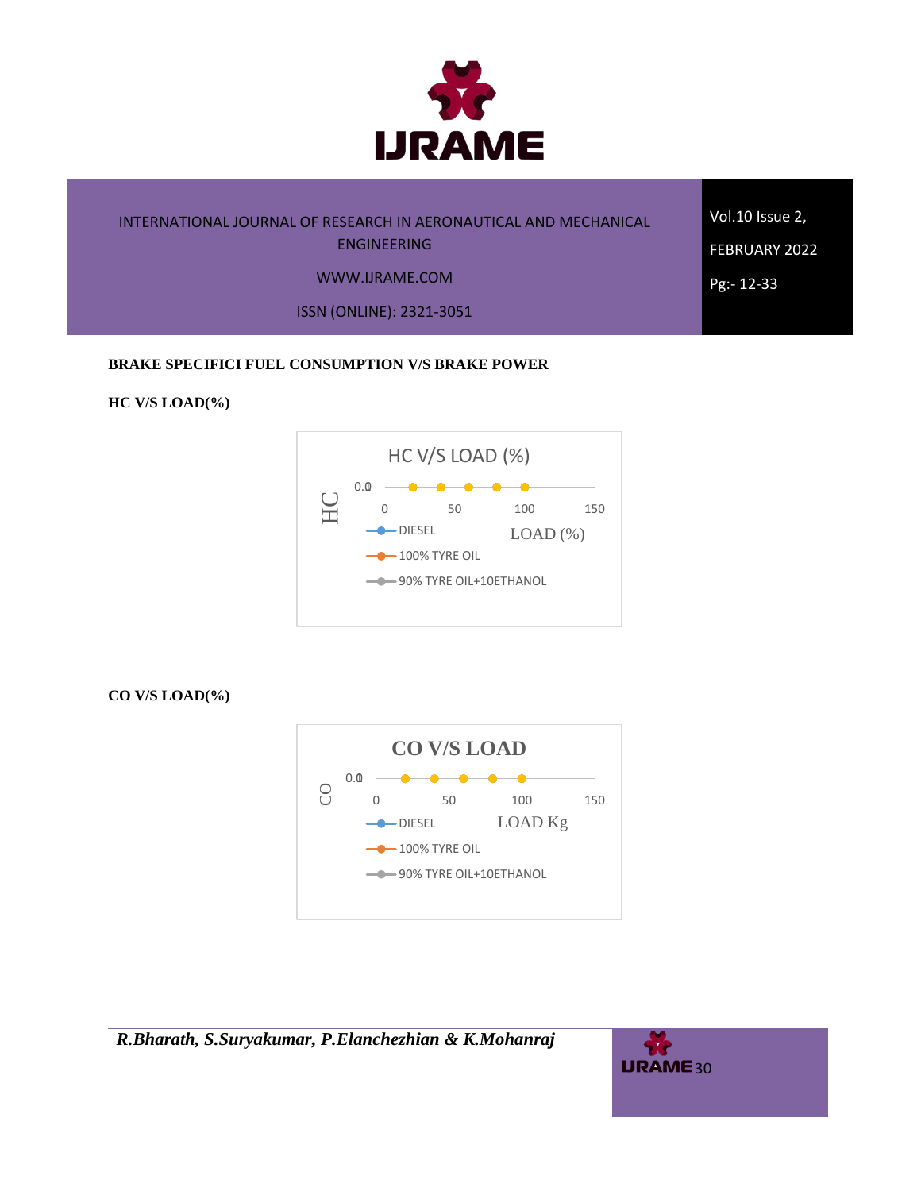**BRAKE SPECIFICI FUEL CONSUMPTION V/S BRAKE POWER**

**HC V/S LOAD(%)**

HC V/S LOAD (%)

HC

0.0

0 50 100 150

LOAD (%)

DIESEL

100% TYRE OIL

90% TYRE OIL+10ETHANOL

**CO V/S LOAD(%)**

CO V/S LOAD

CO

0.0

0 50 100 150

LOAD Kg

DIESEL

100% TYRE OIL

90% TYRE OIL+10ETHANOL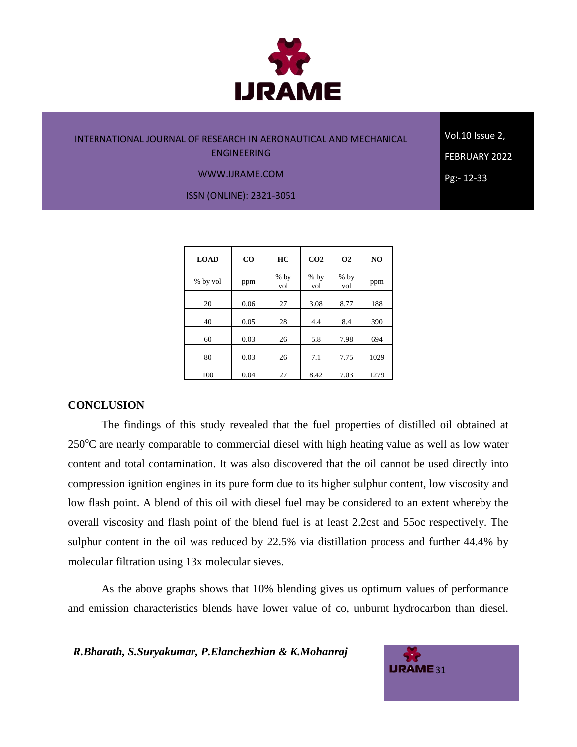| LOAD | CO | HC | CO2 | O2 | NO |
|---|---|---|---|---|---|
| % by vol | ppm | % by vol | % by vol | % by vol | ppm |
| 20 | 0.06 | 27 | 3.08 | 8.77 | 188 |
| 40 | 0.05 | 28 | 4.4 | 8.4 | 390 |
| 60 | 0.03 | 26 | 5.8 | 7.98 | 694 |
| 80 | 0.03 | 26 | 7.1 | 7.75 | 1029 |
| 100 | 0.04 | 27 | 8.42 | 7.03 | 1279 |

## CONCLUSION

The findings of this study revealed that the fuel properties of distilled oil obtained at 250°C are nearly comparable to commercial diesel with high heating value as well as low water content and total contamination. It was also discovered that the oil cannot be used directly into compression ignition engines in its pure form due to its higher sulphur content, low viscosity and low flash point. A blend of this oil with diesel fuel may be considered to an extent whereby the overall viscosity and flash point of the blend fuel is at least 2.2cst and 55oc respectively. The sulphur content in the oil was reduced by 22.5% via distillation process and further 44.4% by molecular filtration using 13x molecular sieves.

As the above graphs shows that 10% blending gives us optimum values of performance and emission characteristics blends have lower value of co, unburnt hydrocarbon than diesel.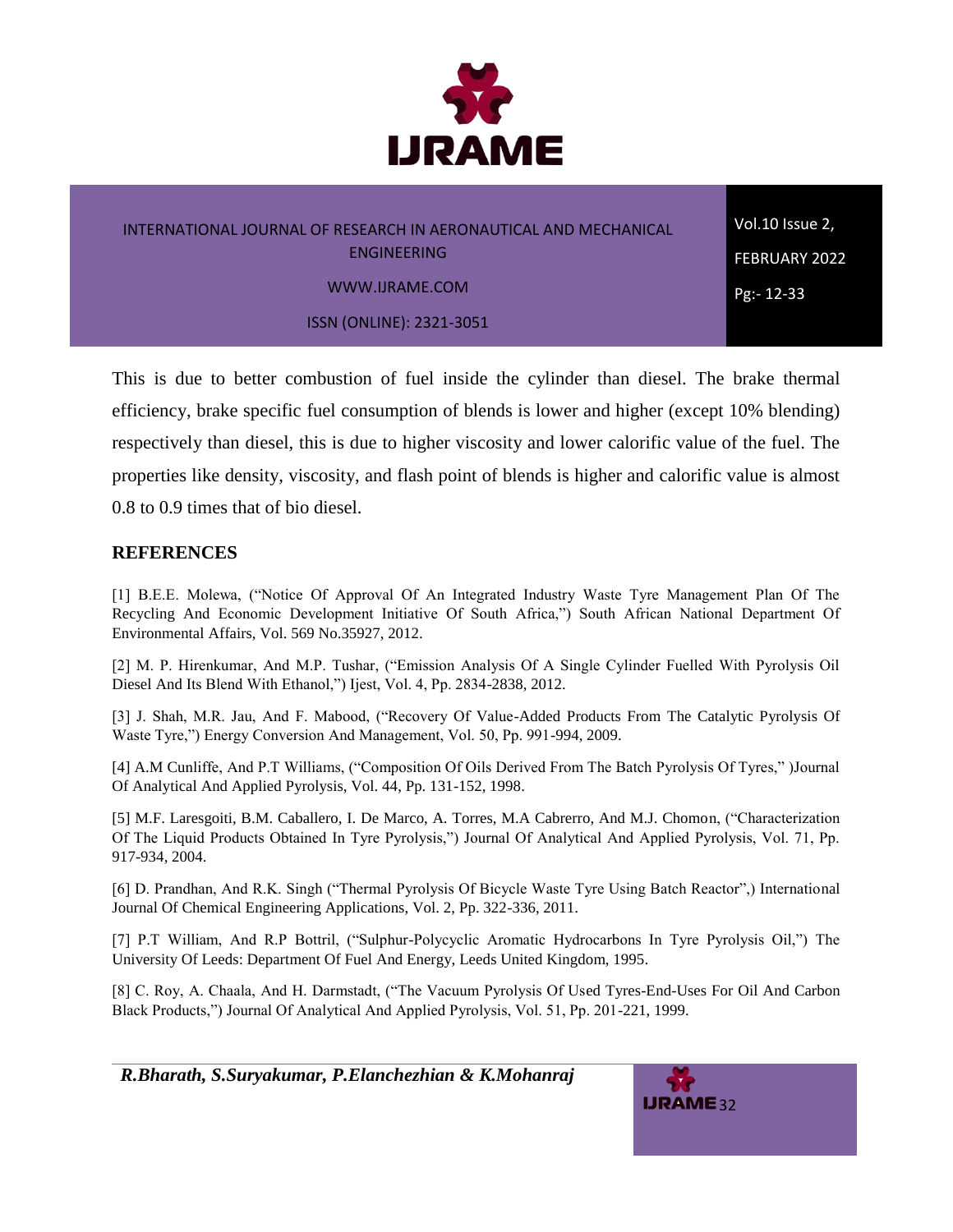This is due to better combustion of fuel inside the cylinder than diesel. The brake thermal efficiency, brake specific fuel consumption of blends is lower and higher (except 10% blending) respectively than diesel, this is due to higher viscosity and lower calorific value of the fuel. The properties like density, viscosity, and flash point of blends is higher and calorific value is almost 0.8 to 0.9 times that of bio diesel.

## REFERENCES

[1] B.E.E. Molewa, ("Notice Of Approval Of An Integrated Industry Waste Tyre Management Plan Of The Recycling And Economic Development Initiative Of South Africa,") South African National Department Of Environmental Affairs, Vol. 569 No.35927, 2012.

[2] M. P. Hirenkumar, And M.P. Tushar, ("Emission Analysis Of A Single Cylinder Fuelled With Pyrolysis Oil Diesel And Its Blend With Ethanol,") Ijest, Vol. 4, Pp. 2834-2838, 2012.

[3] J. Shah, M.R. Jau, And F. Mabood, ("Recovery Of Value-Added Products From The Catalytic Pyrolysis Of Waste Tyre,") Energy Conversion And Management, Vol. 50, Pp. 991-994, 2009.

[4] A.M Cunliffe, And P.T Williams, ("Composition Of Oils Derived From The Batch Pyrolysis Of Tyres," )Journal Of Analytical And Applied Pyrolysis, Vol. 44, Pp. 131-152, 1998.

[5] M.F. Laresgoiti, B.M. Caballero, I. De Marco, A. Torres, M.A Cabrerro, And M.J. Chomon, ("Characterization Of The Liquid Products Obtained In Tyre Pyrolysis,") Journal Of Analytical And Applied Pyrolysis, Vol. 71, Pp. 917-934, 2004.

[6] D. Prandhan, And R.K. Singh ("Thermal Pyrolysis Of Bicycle Waste Tyre Using Batch Reactor",) International Journal Of Chemical Engineering Applications, Vol. 2, Pp. 322-336, 2011.

[7] P.T William, And R.P Bottril, ("Sulphur-Polycyclic Aromatic Hydrocarbons In Tyre Pyrolysis Oil,") The University Of Leeds: Department Of Fuel And Energy, Leeds United Kingdom, 1995.

[8] C. Roy, A. Chaala, And H. Darmstadt, ("The Vacuum Pyrolysis Of Used Tyres-End-Uses For Oil And Carbon Black Products,") Journal Of Analytical And Applied Pyrolysis, Vol. 51, Pp. 201-221, 1999.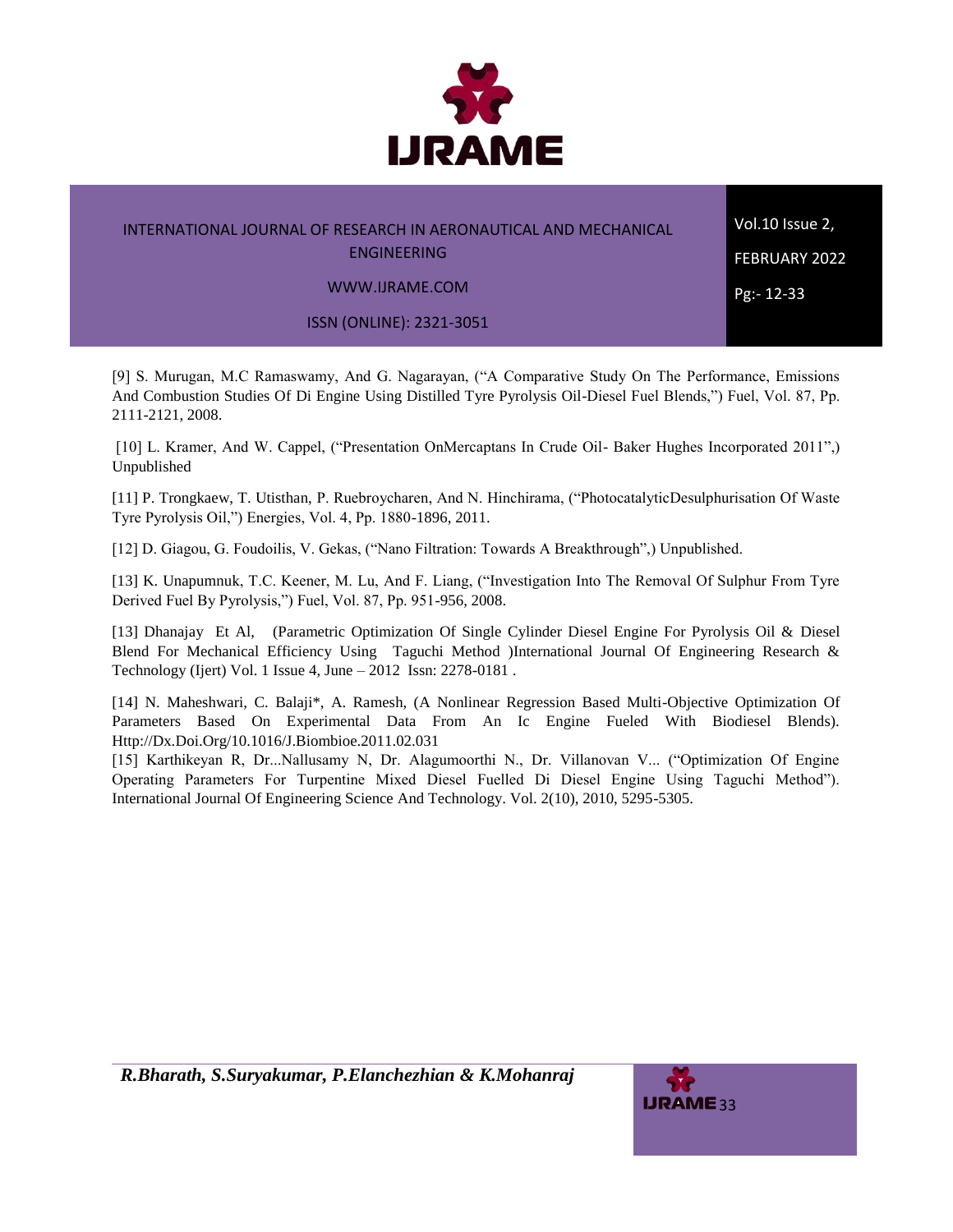[9] S. Murugan, M.C Ramaswamy, And G. Nagarayan, ("A Comparative Study On The Performance, Emissions And Combustion Studies Of Di Engine Using Distilled Tyre Pyrolysis Oil-Diesel Fuel Blends,") Fuel, Vol. 87, Pp. 2111-2121, 2008.

[10] L. Kramer, And W. Cappel, ("Presentation OnMercaptans In Crude Oil- Baker Hughes Incorporated 2011",) Unpublished

[11] P. Trongkaew, T. Utisthan, P. Ruebroycharen, And N. Hinchirama, ("PhotocatalyticDesulphurisation Of Waste Tyre Pyrolysis Oil,") Energies, Vol. 4, Pp. 1880-1896, 2011.

[12] D. Giagou, G. Foudoilis, V. Gekas, ("Nano Filtration: Towards A Breakthrough",) Unpublished.

[13] K. Unapumnuk, T.C. Keener, M. Lu, And F. Liang, ("Investigation Into The Removal Of Sulphur From Tyre Derived Fuel By Pyrolysis,") Fuel, Vol. 87, Pp. 951-956, 2008.

[13] Dhanajay Et Al, (Parametric Optimization Of Single Cylinder Diesel Engine For Pyrolysis Oil & Diesel Blend For Mechanical Efficiency Using Taguchi Method )International Journal Of Engineering Research & Technology (Ijert) Vol. 1 Issue 4, June – 2012 Issn: 2278-0181 .

[14] N. Maheshwari, C. Balaji*, A. Ramesh, (A Nonlinear Regression Based Multi-Objective Optimization Of Parameters Based On Experimental Data From An Ic Engine Fueled With Biodiesel Blends). Http://Dx.Doi.Org/10.1016/J.Biombioe.2011.02.031

[15] Karthikeyan R, Dr...Nallusamy N, Dr. Alagumoorthi N., Dr. Villanovan V... ("Optimization Of Engine Operating Parameters For Turpentine Mixed Diesel Fuelled Di Diesel Engine Using Taguchi Method"). International Journal Of Engineering Science And Technology. Vol. 2(10), 2010, 5295-5305.